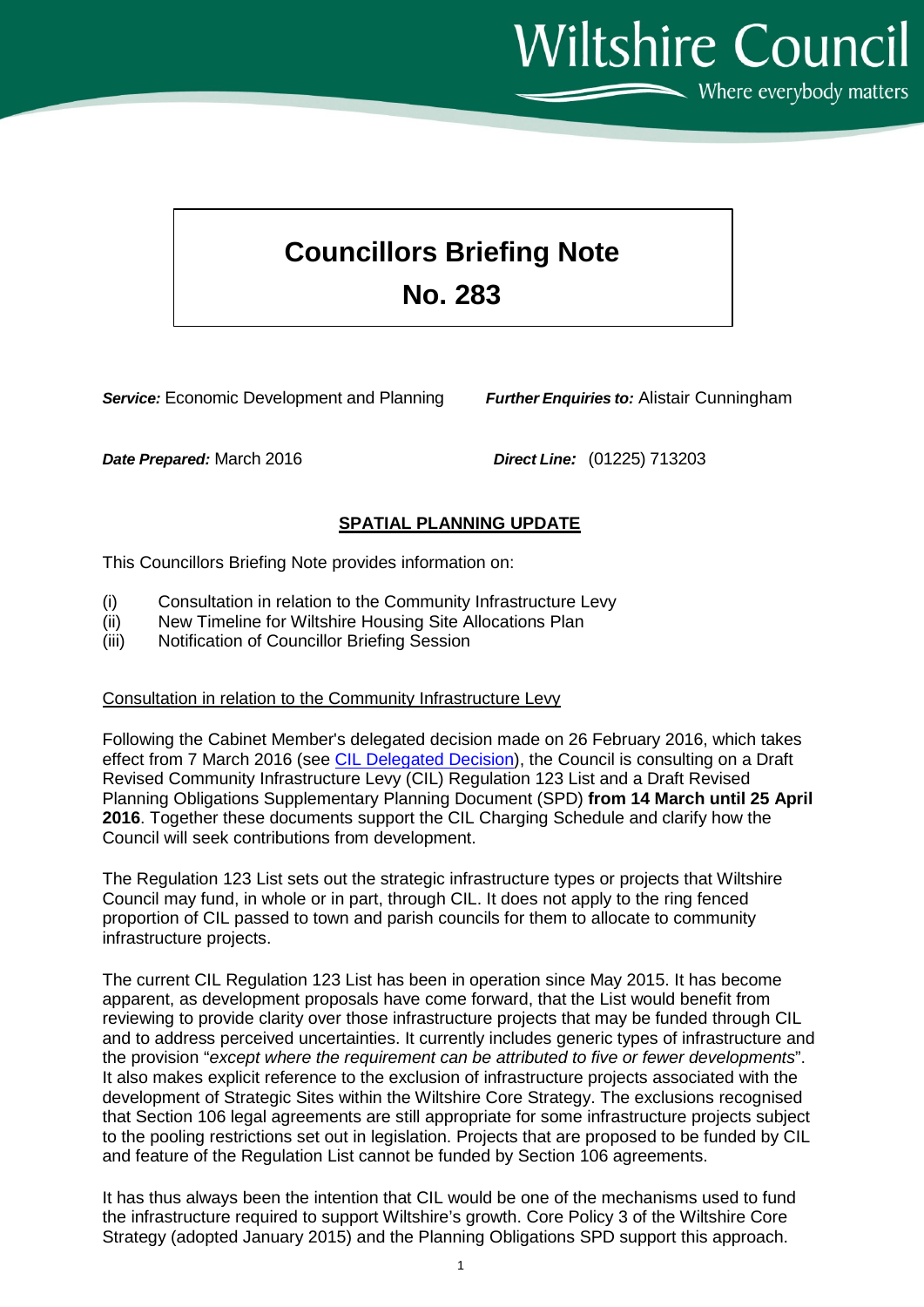Wiltshire Council

Where everybody matters

# Councillors Briefing Note

# No. 283

***Service:*** Economic Development and Planning ***Further Enquiries to:*** Alistair Cunningham

***Date Prepared:*** March 2016 ***Direct Line:*** (01225) 713203

## SPATIAL PLANNING UPDATE

This Councillors Briefing Note provides information on:

(i) Consultation in relation to the Community Infrastructure Levy
(ii) New Timeline for Wiltshire Housing Site Allocations Plan
(iii) Notification of Councillor Briefing Session

### Consultation in relation to the Community Infrastructure Levy

Following the Cabinet Member's delegated decision made on 26 February 2016, which takes effect from 7 March 2016 (see CIL Delegated Decision), the Council is consulting on a Draft Revised Community Infrastructure Levy (CIL) Regulation 123 List and a Draft Revised Planning Obligations Supplementary Planning Document (SPD) **from 14 March until 25 April 2016**. Together these documents support the CIL Charging Schedule and clarify how the Council will seek contributions from development.

The Regulation 123 List sets out the strategic infrastructure types or projects that Wiltshire Council may fund, in whole or in part, through CIL. It does not apply to the ring fenced proportion of CIL passed to town and parish councils for them to allocate to community infrastructure projects.

The current CIL Regulation 123 List has been in operation since May 2015. It has become apparent, as development proposals have come forward, that the List would benefit from reviewing to provide clarity over those infrastructure projects that may be funded through CIL and to address perceived uncertainties. It currently includes generic types of infrastructure and the provision "*except where the requirement can be attributed to five or fewer developments*". It also makes explicit reference to the exclusion of infrastructure projects associated with the development of Strategic Sites within the Wiltshire Core Strategy. The exclusions recognised that Section 106 legal agreements are still appropriate for some infrastructure projects subject to the pooling restrictions set out in legislation. Projects that are proposed to be funded by CIL and feature of the Regulation List cannot be funded by Section 106 agreements.

It has thus always been the intention that CIL would be one of the mechanisms used to fund the infrastructure required to support Wiltshire's growth. Core Policy 3 of the Wiltshire Core Strategy (adopted January 2015) and the Planning Obligations SPD support this approach.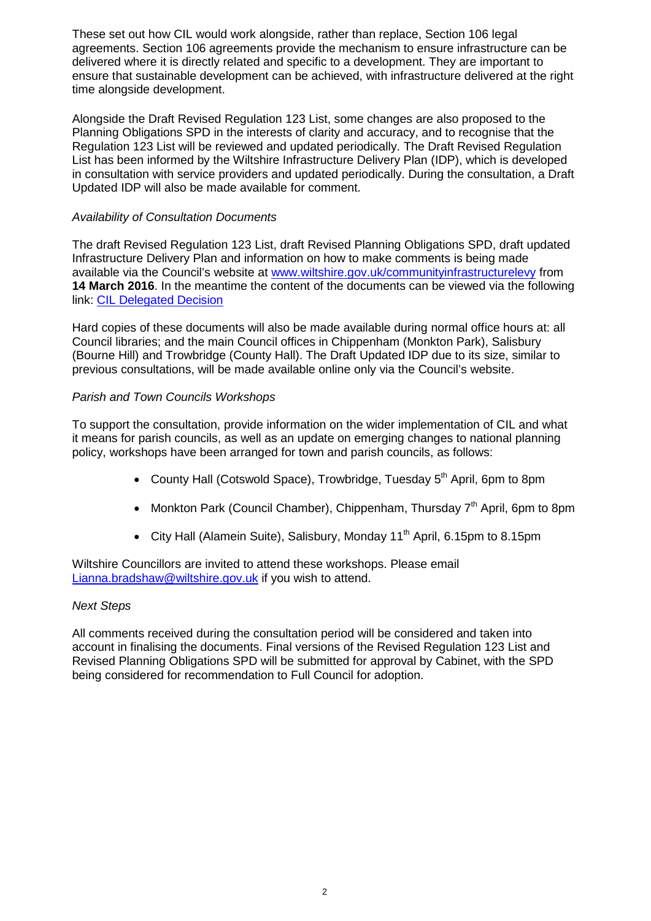These set out how CIL would work alongside, rather than replace, Section 106 legal agreements. Section 106 agreements provide the mechanism to ensure infrastructure can be delivered where it is directly related and specific to a development. They are important to ensure that sustainable development can be achieved, with infrastructure delivered at the right time alongside development.

Alongside the Draft Revised Regulation 123 List, some changes are also proposed to the Planning Obligations SPD in the interests of clarity and accuracy, and to recognise that the Regulation 123 List will be reviewed and updated periodically. The Draft Revised Regulation List has been informed by the Wiltshire Infrastructure Delivery Plan (IDP), which is developed in consultation with service providers and updated periodically. During the consultation, a Draft Updated IDP will also be made available for comment.

*Availability of Consultation Documents*

The draft Revised Regulation 123 List, draft Revised Planning Obligations SPD, draft updated Infrastructure Delivery Plan and information on how to make comments is being made available via the Council's website at [www.wiltshire.gov.uk/communityinfrastructurelevy](www.wiltshire.gov.uk/communityinfrastructurelevy) from **14 March 2016**. In the meantime the content of the documents can be viewed via the following link: [CIL Delegated Decision]

Hard copies of these documents will also be made available during normal office hours at: all Council libraries; and the main Council offices in Chippenham (Monkton Park), Salisbury (Bourne Hill) and Trowbridge (County Hall). The Draft Updated IDP due to its size, similar to previous consultations, will be made available online only via the Council's website.

*Parish and Town Councils Workshops*

To support the consultation, provide information on the wider implementation of CIL and what it means for parish councils, as well as an update on emerging changes to national planning policy, workshops have been arranged for town and parish councils, as follows:

- County Hall (Cotswold Space), Trowbridge, Tuesday 5th April, 6pm to 8pm
- Monkton Park (Council Chamber), Chippenham, Thursday 7th April, 6pm to 8pm
- City Hall (Alamein Suite), Salisbury, Monday 11th April, 6.15pm to 8.15pm

Wiltshire Councillors are invited to attend these workshops. Please email [Lianna.bradshaw@wiltshire.gov.uk](mailto:Lianna.bradshaw@wiltshire.gov.uk) if you wish to attend.

*Next Steps*

All comments received during the consultation period will be considered and taken into account in finalising the documents. Final versions of the Revised Regulation 123 List and Revised Planning Obligations SPD will be submitted for approval by Cabinet, with the SPD being considered for recommendation to Full Council for adoption.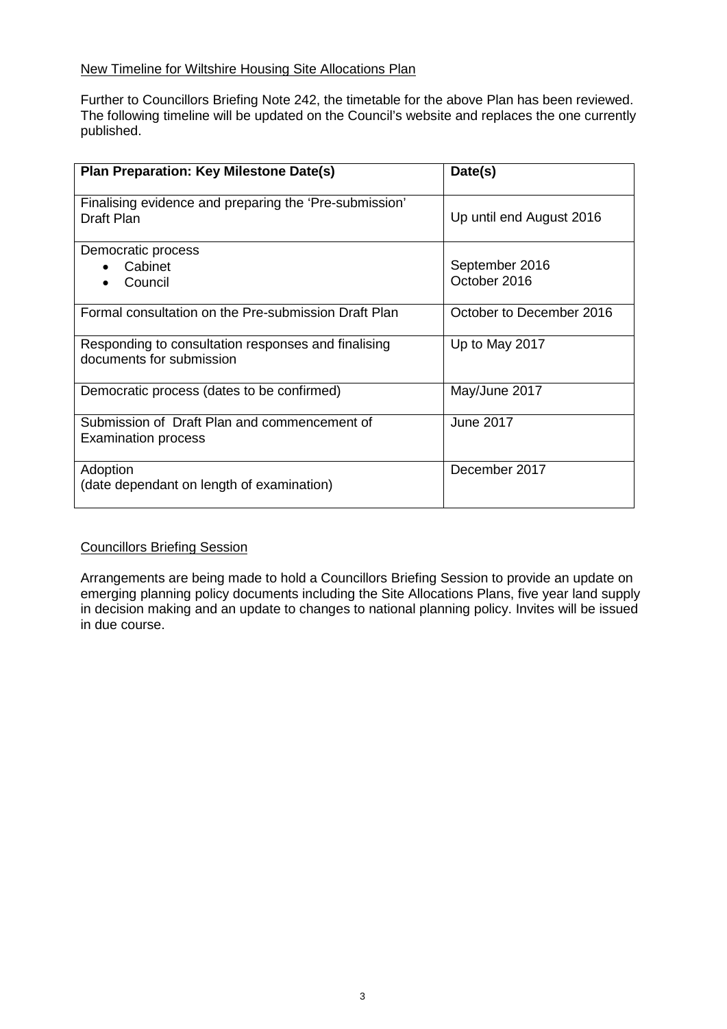New Timeline for Wiltshire Housing Site Allocations Plan

Further to Councillors Briefing Note 242, the timetable for the above Plan has been reviewed. The following timeline will be updated on the Council's website and replaces the one currently published.

| **Plan Preparation: Key Milestone Date(s)** | **Date(s)** |
| --- | --- |
| Finalising evidence and preparing the 'Pre-submission' Draft Plan | Up until end August 2016 |
| Democratic process<br>• Cabinet<br>• Council | September 2016<br>October 2016 |
| Formal consultation on the Pre-submission Draft Plan | October to December 2016 |
| Responding to consultation responses and finalising documents for submission | Up to May 2017 |
| Democratic process (dates to be confirmed) | May/June 2017 |
| Submission of Draft Plan and commencement of Examination process | June 2017 |
| Adoption<br>(date dependant on length of examination) | December 2017 |

Councillors Briefing Session

Arrangements are being made to hold a Councillors Briefing Session to provide an update on emerging planning policy documents including the Site Allocations Plans, five year land supply in decision making and an update to changes to national planning policy. Invites will be issued in due course.